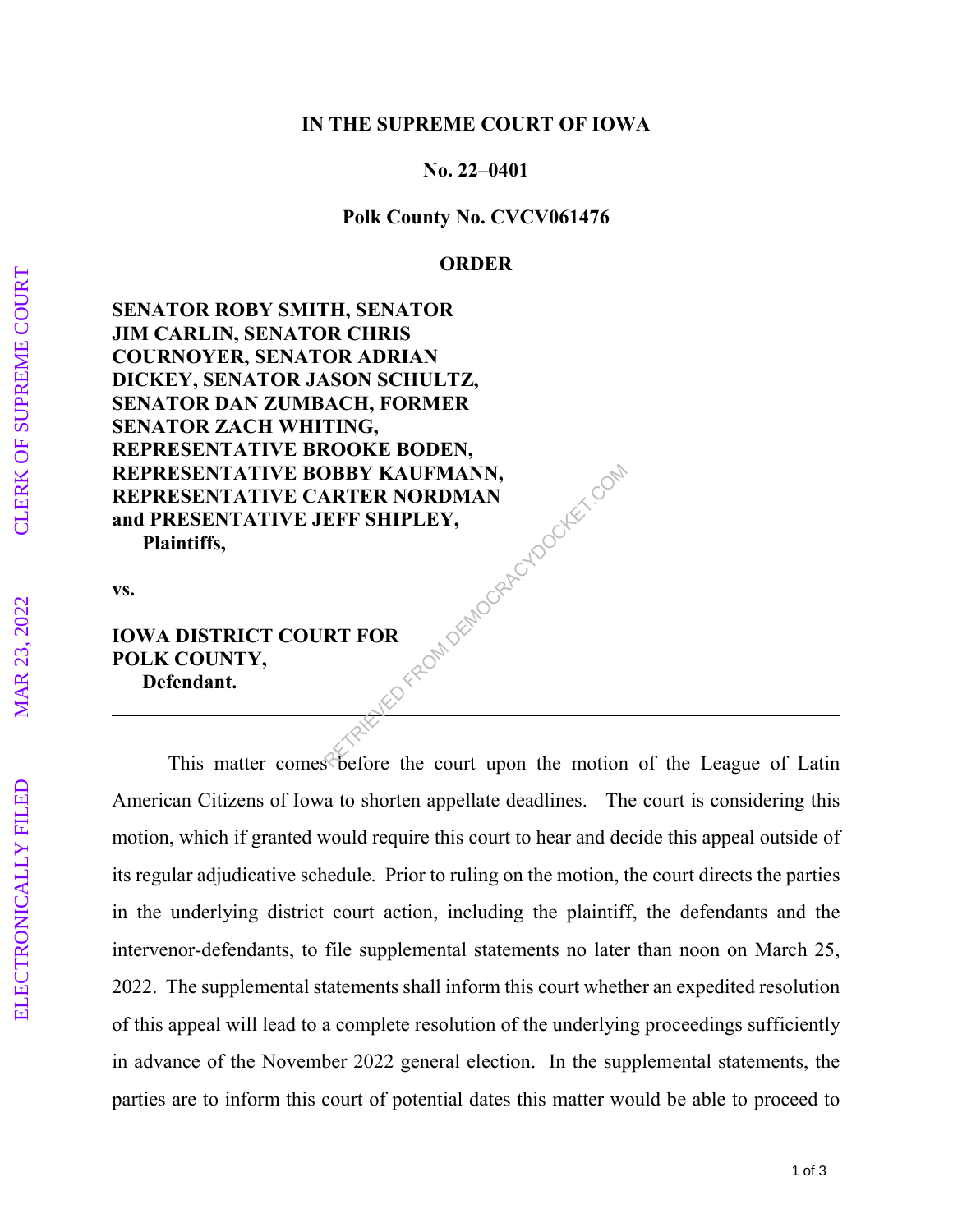**IN THE SUPREME COURT OF IOWA**

**No. 22–0401**

**Polk County No. CVCV061476**

**ORDER**

**SENATOR ROBY SMITH, SENATOR JIM CARLIN, SENATOR CHRIS COURNOYER, SENATOR ADRIAN DICKEY, SENATOR JASON SCHULTZ, SENATOR DAN ZUMBACH, FORMER SENATOR ZACH WHITING, REPRESENTATIVE BROOKE BODEN, REPRESENTATIVE BOBBY KAUFMANN, REPRESENTATIVE CARTER NORDMAN and PRESENTATIVE JEFF SHIPLEY,**
**Plaintiffs,**

**vs.**

**IOWA DISTRICT COURT FOR POLK COUNTY,**
**Defendant.**

---

This matter comes before the court upon the motion of the League of Latin American Citizens of Iowa to shorten appellate deadlines. The court is considering this motion, which if granted would require this court to hear and decide this appeal outside of its regular adjudicative schedule. Prior to ruling on the motion, the court directs the parties in the underlying district court action, including the plaintiff, the defendants and the intervenor-defendants, to file supplemental statements no later than noon on March 25, 2022. The supplemental statements shall inform this court whether an expedited resolution of this appeal will lead to a complete resolution of the underlying proceedings sufficiently in advance of the November 2022 general election. In the supplemental statements, the parties are to inform this court of potential dates this matter would be able to proceed to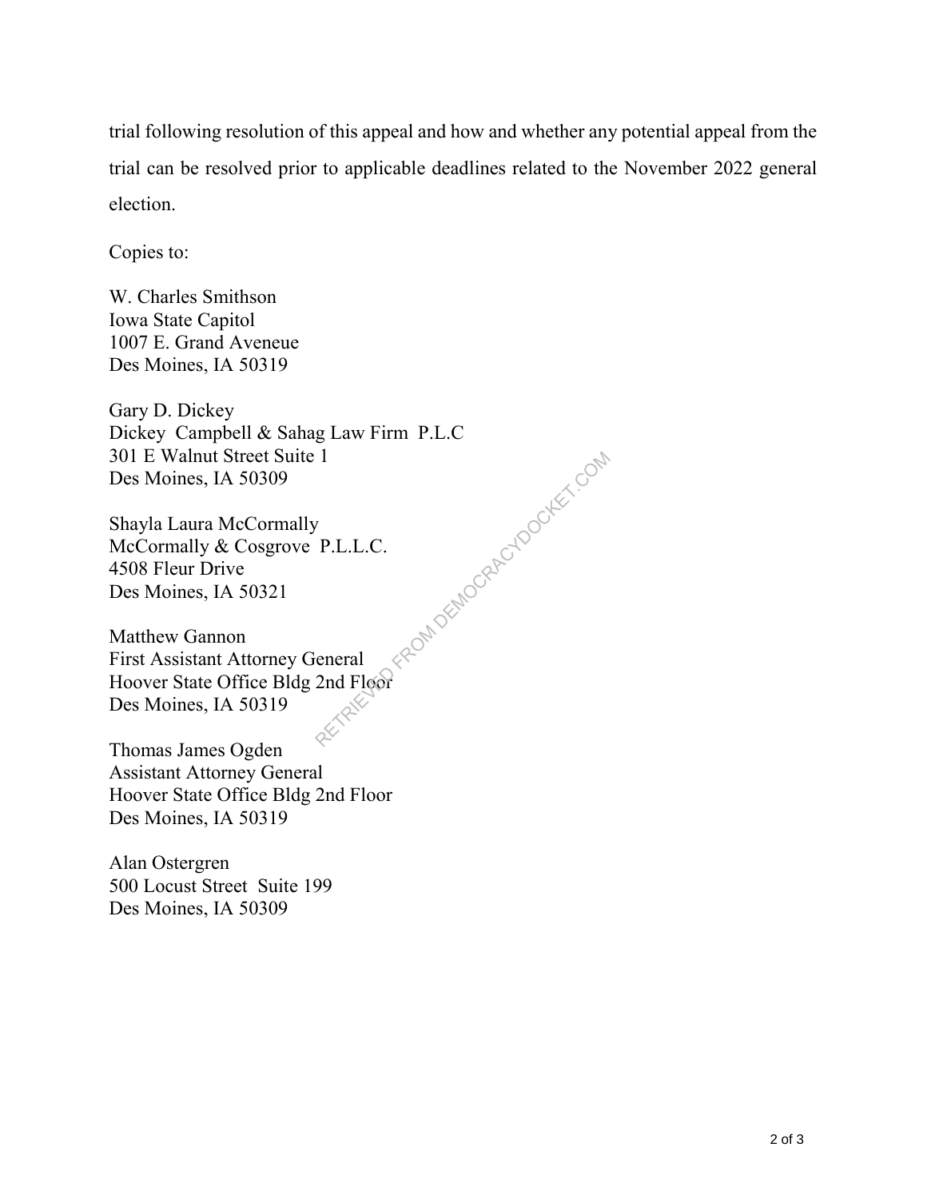trial following resolution of this appeal and how and whether any potential appeal from the trial can be resolved prior to applicable deadlines related to the November 2022 general election.

Copies to:

W. Charles Smithson
Iowa State Capitol
1007 E. Grand Aveneue
Des Moines, IA 50319

Gary D. Dickey
Dickey Campbell & Sahag Law Firm P.L.C
301 E Walnut Street Suite 1
Des Moines, IA 50309

Shayla Laura McCormally
McCormally & Cosgrove P.L.L.C.
4508 Fleur Drive
Des Moines, IA 50321

Matthew Gannon
First Assistant Attorney General
Hoover State Office Bldg 2nd Floor
Des Moines, IA 50319

Thomas James Ogden
Assistant Attorney General
Hoover State Office Bldg 2nd Floor
Des Moines, IA 50319

Alan Ostergren
500 Locust Street Suite 199
Des Moines, IA 50309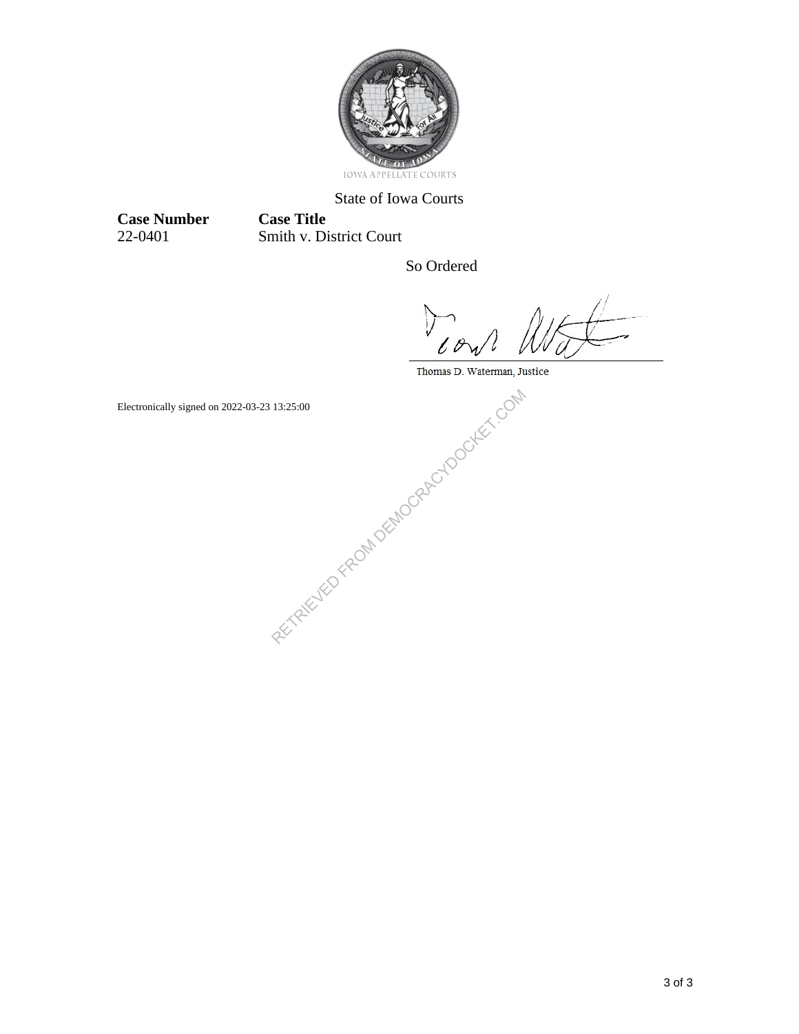IOWA APPELLATE COURTS

State of Iowa Courts

**Case Number** 22-0401

**Case Title** Smith v. District Court

So Ordered

Thomas D. Waterman, Justice

Electronically signed on 2022-03-23 13:25:00